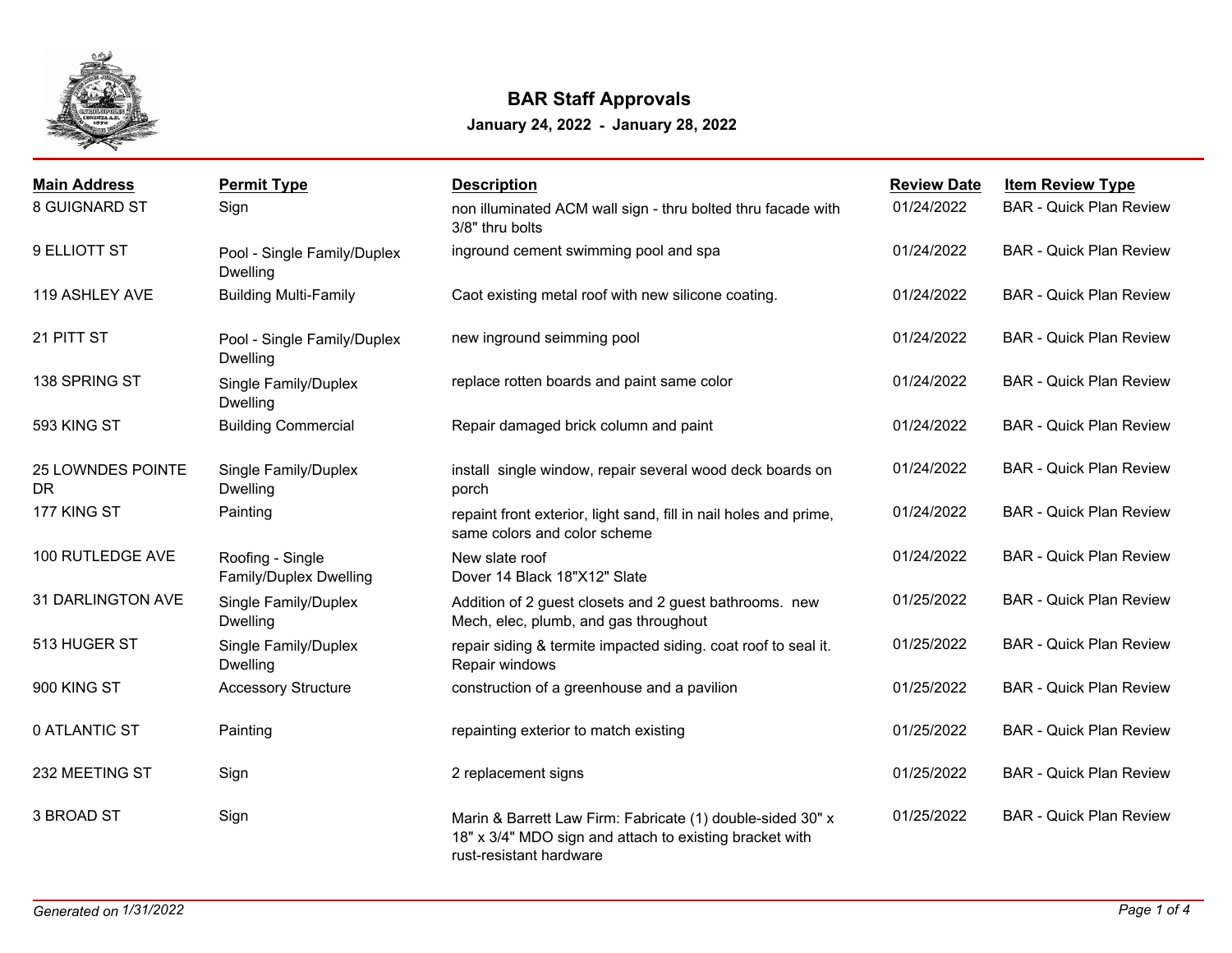# BAR Staff Approvals

**January 24, 2022 - January 28, 2022**

| Main Address | Permit Type | Description | Review Date | Item Review Type |
|---|---|---|---|---|
| 8 GUIGNARD ST | Sign | non illuminated ACM wall sign - thru bolted thru facade with 3/8" thru bolts | 01/24/2022 | BAR - Quick Plan Review |
| 9 ELLIOTT ST | Pool - Single Family/Duplex Dwelling | inground cement swimming pool and spa | 01/24/2022 | BAR - Quick Plan Review |
| 119 ASHLEY AVE | Building Multi-Family | Caot existing metal roof with new silicone coating. | 01/24/2022 | BAR - Quick Plan Review |
| 21 PITT ST | Pool - Single Family/Duplex Dwelling | new inground seimming pool | 01/24/2022 | BAR - Quick Plan Review |
| 138 SPRING ST | Single Family/Duplex Dwelling | replace rotten boards and paint same color | 01/24/2022 | BAR - Quick Plan Review |
| 593 KING ST | Building Commercial | Repair damaged brick column and paint | 01/24/2022 | BAR - Quick Plan Review |
| 25 LOWNDES POINTE DR | Single Family/Duplex Dwelling | install single window, repair several wood deck boards on porch | 01/24/2022 | BAR - Quick Plan Review |
| 177 KING ST | Painting | repaint front exterior, light sand, fill in nail holes and prime, same colors and color scheme | 01/24/2022 | BAR - Quick Plan Review |
| 100 RUTLEDGE AVE | Roofing - Single Family/Duplex Dwelling | New slate roof<br>Dover 14 Black 18"X12" Slate | 01/24/2022 | BAR - Quick Plan Review |
| 31 DARLINGTON AVE | Single Family/Duplex Dwelling | Addition of 2 guest closets and 2 guest bathrooms. new Mech, elec, plumb, and gas throughout | 01/25/2022 | BAR - Quick Plan Review |
| 513 HUGER ST | Single Family/Duplex Dwelling | repair siding & termite impacted siding. coat roof to seal it. Repair windows | 01/25/2022 | BAR - Quick Plan Review |
| 900 KING ST | Accessory Structure | construction of a greenhouse and a pavilion | 01/25/2022 | BAR - Quick Plan Review |
| 0 ATLANTIC ST | Painting | repainting exterior to match existing | 01/25/2022 | BAR - Quick Plan Review |
| 232 MEETING ST | Sign | 2 replacement signs | 01/25/2022 | BAR - Quick Plan Review |
| 3 BROAD ST | Sign | Marin & Barrett Law Firm: Fabricate (1) double-sided 30" x 18" x 3/4" MDO sign and attach to existing bracket with rust-resistant hardware | 01/25/2022 | BAR - Quick Plan Review |

*Generated on 1/31/2022*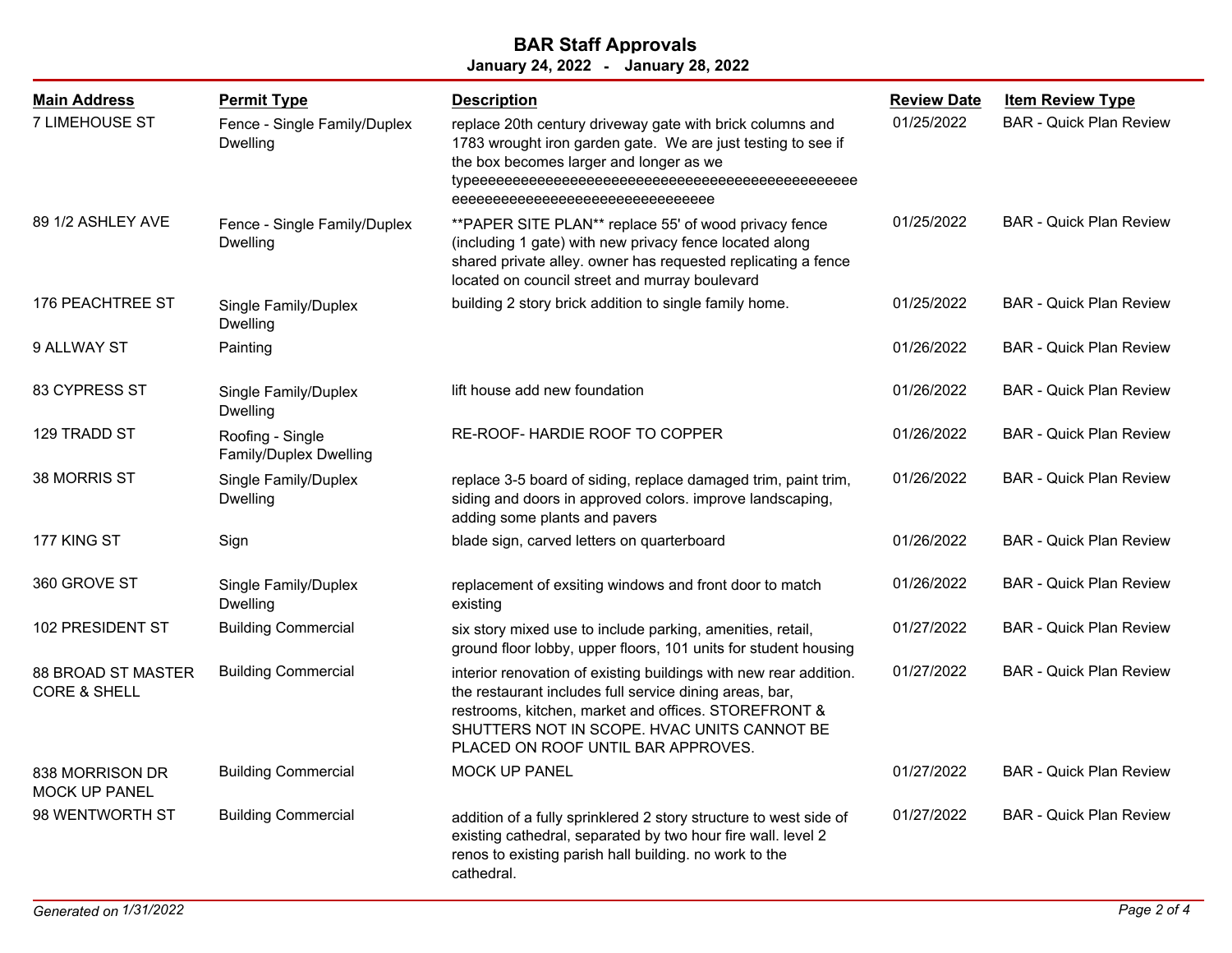# BAR Staff Approvals

**January 24, 2022 - January 28, 2022**

| Main Address | Permit Type | Description | Review Date | Item Review Type |
|---|---|---|---|---|
| 7 LIMEHOUSE ST | Fence - Single Family/Duplex Dwelling | replace 20th century driveway gate with brick columns and 1783 wrought iron garden gate. We are just testing to see if the box becomes larger and longer as we typeeeeeeeeeeeeeeeeeeeeeeeeeeeeeeeeeeeeeeeeeeeeeeeeeeeeeeeeeeeeeeeeeeeeeeeeeeeeeeeeee | 01/25/2022 | BAR - Quick Plan Review |
| 89 1/2 ASHLEY AVE | Fence - Single Family/Duplex Dwelling | **PAPER SITE PLAN** replace 55' of wood privacy fence (including 1 gate) with new privacy fence located along shared private alley. owner has requested replicating a fence located on council street and murray boulevard | 01/25/2022 | BAR - Quick Plan Review |
| 176 PEACHTREE ST | Single Family/Duplex Dwelling | building 2 story brick addition to single family home. | 01/25/2022 | BAR - Quick Plan Review |
| 9 ALLWAY ST | Painting | | 01/26/2022 | BAR - Quick Plan Review |
| 83 CYPRESS ST | Single Family/Duplex Dwelling | lift house add new foundation | 01/26/2022 | BAR - Quick Plan Review |
| 129 TRADD ST | Roofing - Single Family/Duplex Dwelling | RE-ROOF- HARDIE ROOF TO COPPER | 01/26/2022 | BAR - Quick Plan Review |
| 38 MORRIS ST | Single Family/Duplex Dwelling | replace 3-5 board of siding, replace damaged trim, paint trim, siding and doors in approved colors. improve landscaping, adding some plants and pavers | 01/26/2022 | BAR - Quick Plan Review |
| 177 KING ST | Sign | blade sign, carved letters on quarterboard | 01/26/2022 | BAR - Quick Plan Review |
| 360 GROVE ST | Single Family/Duplex Dwelling | replacement of exsiting windows and front door to match existing | 01/26/2022 | BAR - Quick Plan Review |
| 102 PRESIDENT ST | Building Commercial | six story mixed use to include parking, amenities, retail, ground floor lobby, upper floors, 101 units for student housing | 01/27/2022 | BAR - Quick Plan Review |
| 88 BROAD ST MASTER CORE & SHELL | Building Commercial | interior renovation of existing buildings with new rear addition. the restaurant includes full service dining areas, bar, restrooms, kitchen, market and offices. STOREFRONT & SHUTTERS NOT IN SCOPE. HVAC UNITS CANNOT BE PLACED ON ROOF UNTIL BAR APPROVES. | 01/27/2022 | BAR - Quick Plan Review |
| 838 MORRISON DR MOCK UP PANEL | Building Commercial | MOCK UP PANEL | 01/27/2022 | BAR - Quick Plan Review |
| 98 WENTWORTH ST | Building Commercial | addition of a fully sprinklered 2 story structure to west side of existing cathedral, separated by two hour fire wall. level 2 renos to existing parish hall building. no work to the cathedral. | 01/27/2022 | BAR - Quick Plan Review |

*Generated on 1/31/2022*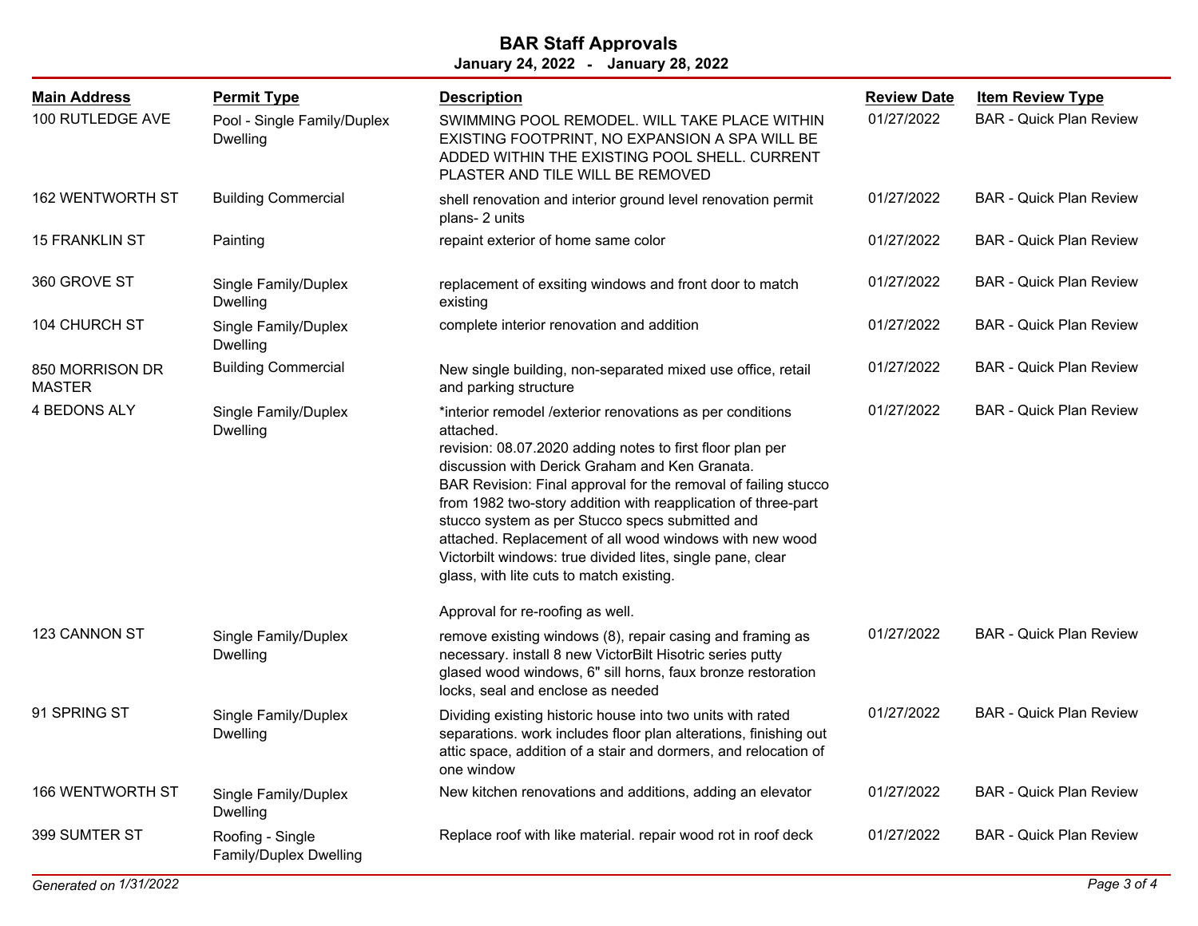# BAR Staff Approvals

**January 24, 2022 - January 28, 2022**

| Main Address | Permit Type | Description | Review Date | Item Review Type |
|---|---|---|---|---|
| 100 RUTLEDGE AVE | Pool - Single Family/Duplex Dwelling | SWIMMING POOL REMODEL. WILL TAKE PLACE WITHIN EXISTING FOOTPRINT, NO EXPANSION A SPA WILL BE ADDED WITHIN THE EXISTING POOL SHELL. CURRENT PLASTER AND TILE WILL BE REMOVED | 01/27/2022 | BAR - Quick Plan Review |
| 162 WENTWORTH ST | Building Commercial | shell renovation and interior ground level renovation permit plans- 2 units | 01/27/2022 | BAR - Quick Plan Review |
| 15 FRANKLIN ST | Painting | repaint exterior of home same color | 01/27/2022 | BAR - Quick Plan Review |
| 360 GROVE ST | Single Family/Duplex Dwelling | replacement of exsiting windows and front door to match existing | 01/27/2022 | BAR - Quick Plan Review |
| 104 CHURCH ST | Single Family/Duplex Dwelling | complete interior renovation and addition | 01/27/2022 | BAR - Quick Plan Review |
| 850 MORRISON DR MASTER | Building Commercial | New single building, non-separated mixed use office, retail and parking structure | 01/27/2022 | BAR - Quick Plan Review |
| 4 BEDONS ALY | Single Family/Duplex Dwelling | *interior remodel /exterior renovations as per conditions attached. revision: 08.07.2020 adding notes to first floor plan per discussion with Derick Graham and Ken Granata. BAR Revision: Final approval for the removal of failing stucco from 1982 two-story addition with reapplication of three-part stucco system as per Stucco specs submitted and attached. Replacement of all wood windows with new wood Victorbilt windows: true divided lites, single pane, clear glass, with lite cuts to match existing. Approval for re-roofing as well. | 01/27/2022 | BAR - Quick Plan Review |
| 123 CANNON ST | Single Family/Duplex Dwelling | remove existing windows (8), repair casing and framing as necessary. install 8 new VictorBilt Hisotric series putty glased wood windows, 6" sill horns, faux bronze restoration locks, seal and enclose as needed | 01/27/2022 | BAR - Quick Plan Review |
| 91 SPRING ST | Single Family/Duplex Dwelling | Dividing existing historic house into two units with rated separations. work includes floor plan alterations, finishing out attic space, addition of a stair and dormers, and relocation of one window | 01/27/2022 | BAR - Quick Plan Review |
| 166 WENTWORTH ST | Single Family/Duplex Dwelling | New kitchen renovations and additions, adding an elevator | 01/27/2022 | BAR - Quick Plan Review |
| 399 SUMTER ST | Roofing - Single Family/Duplex Dwelling | Replace roof with like material. repair wood rot in roof deck | 01/27/2022 | BAR - Quick Plan Review |

*Generated on 1/31/2022*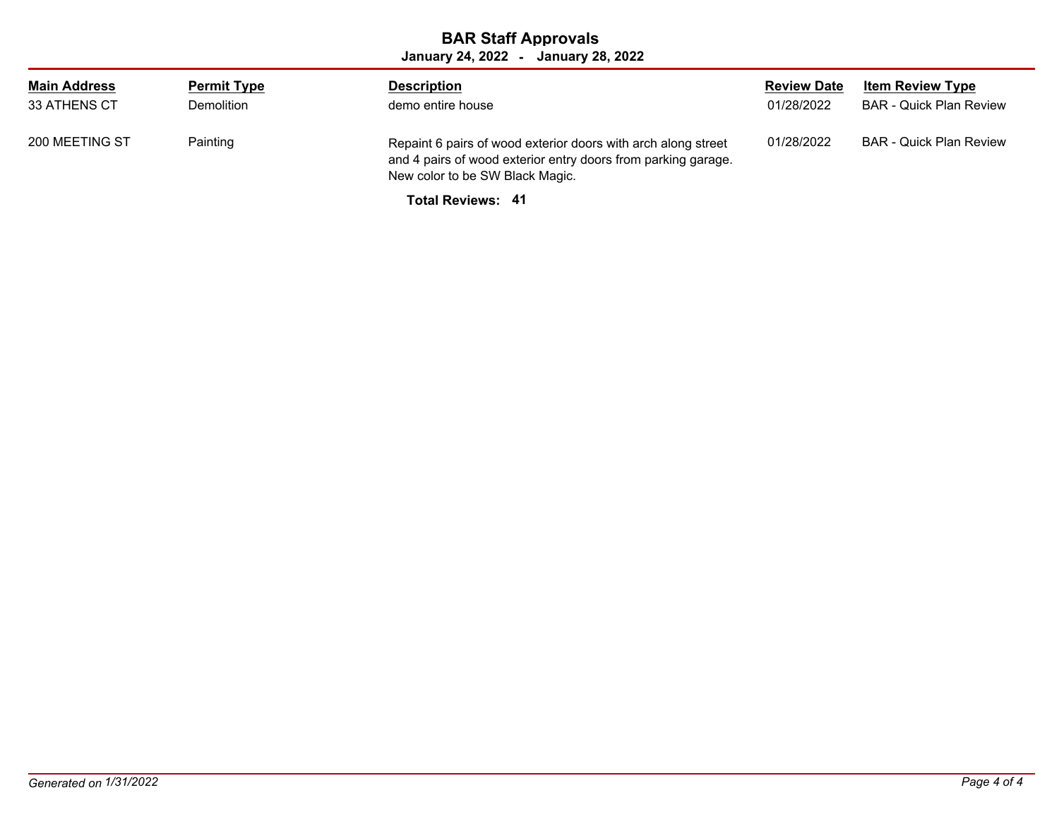## BAR Staff Approvals

**January 24, 2022 - January 28, 2022**

| Main Address | Permit Type | Description | Review Date | Item Review Type |
| --- | --- | --- | --- | --- |
| 33 ATHENS CT | Demolition | demo entire house | 01/28/2022 | BAR - Quick Plan Review |
| 200 MEETING ST | Painting | Repaint 6 pairs of wood exterior doors with arch along street and 4 pairs of wood exterior entry doors from parking garage. New color to be SW Black Magic. | 01/28/2022 | BAR - Quick Plan Review |

**Total Reviews: 41**

*Generated on 1/31/2022*